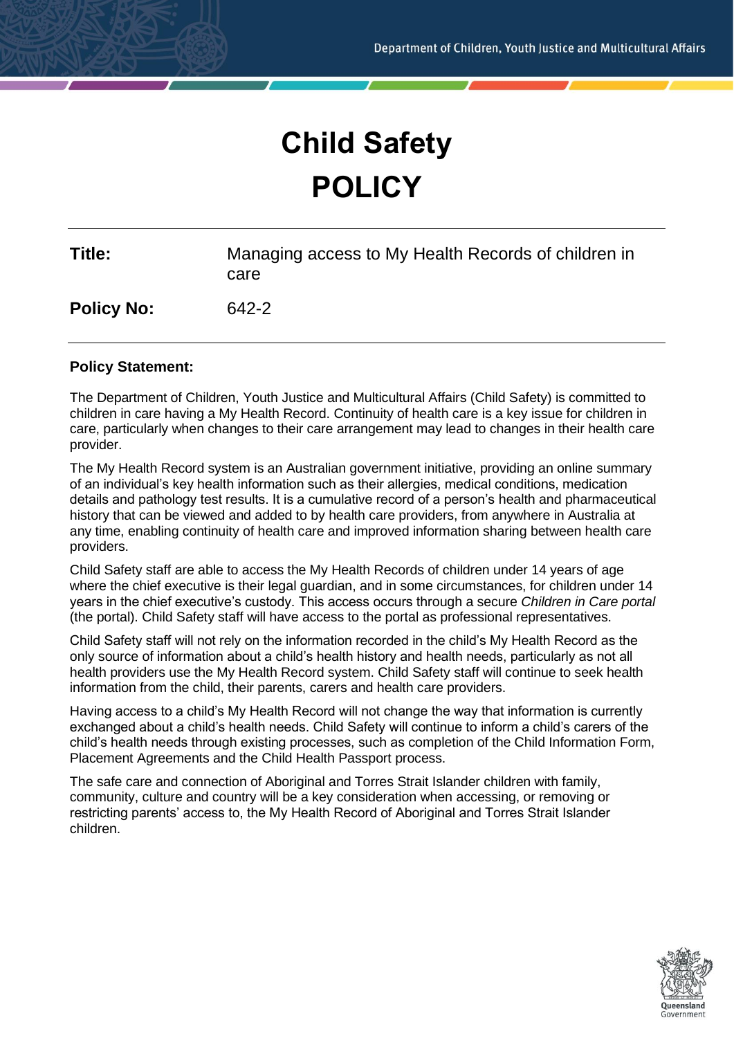# Child Safety
# POLICY

| | |
|---|---|
| **Title:** | Managing access to My Health Records of children in care |
| **Policy No:** | 642-2 |

**Policy Statement:**

The Department of Children, Youth Justice and Multicultural Affairs (Child Safety) is committed to children in care having a My Health Record. Continuity of health care is a key issue for children in care, particularly when changes to their care arrangement may lead to changes in their health care provider.

The My Health Record system is an Australian government initiative, providing an online summary of an individual's key health information such as their allergies, medical conditions, medication details and pathology test results. It is a cumulative record of a person's health and pharmaceutical history that can be viewed and added to by health care providers, from anywhere in Australia at any time, enabling continuity of health care and improved information sharing between health care providers.

Child Safety staff are able to access the My Health Records of children under 14 years of age where the chief executive is their legal guardian, and in some circumstances, for children under 14 years in the chief executive's custody. This access occurs through a secure *Children in Care portal* (the portal). Child Safety staff will have access to the portal as professional representatives.

Child Safety staff will not rely on the information recorded in the child's My Health Record as the only source of information about a child's health history and health needs, particularly as not all health providers use the My Health Record system. Child Safety staff will continue to seek health information from the child, their parents, carers and health care providers.

Having access to a child's My Health Record will not change the way that information is currently exchanged about a child's health needs. Child Safety will continue to inform a child's carers of the child's health needs through existing processes, such as completion of the Child Information Form, Placement Agreements and the Child Health Passport process.

The safe care and connection of Aboriginal and Torres Strait Islander children with family, community, culture and country will be a key consideration when accessing, or removing or restricting parents' access to, the My Health Record of Aboriginal and Torres Strait Islander children.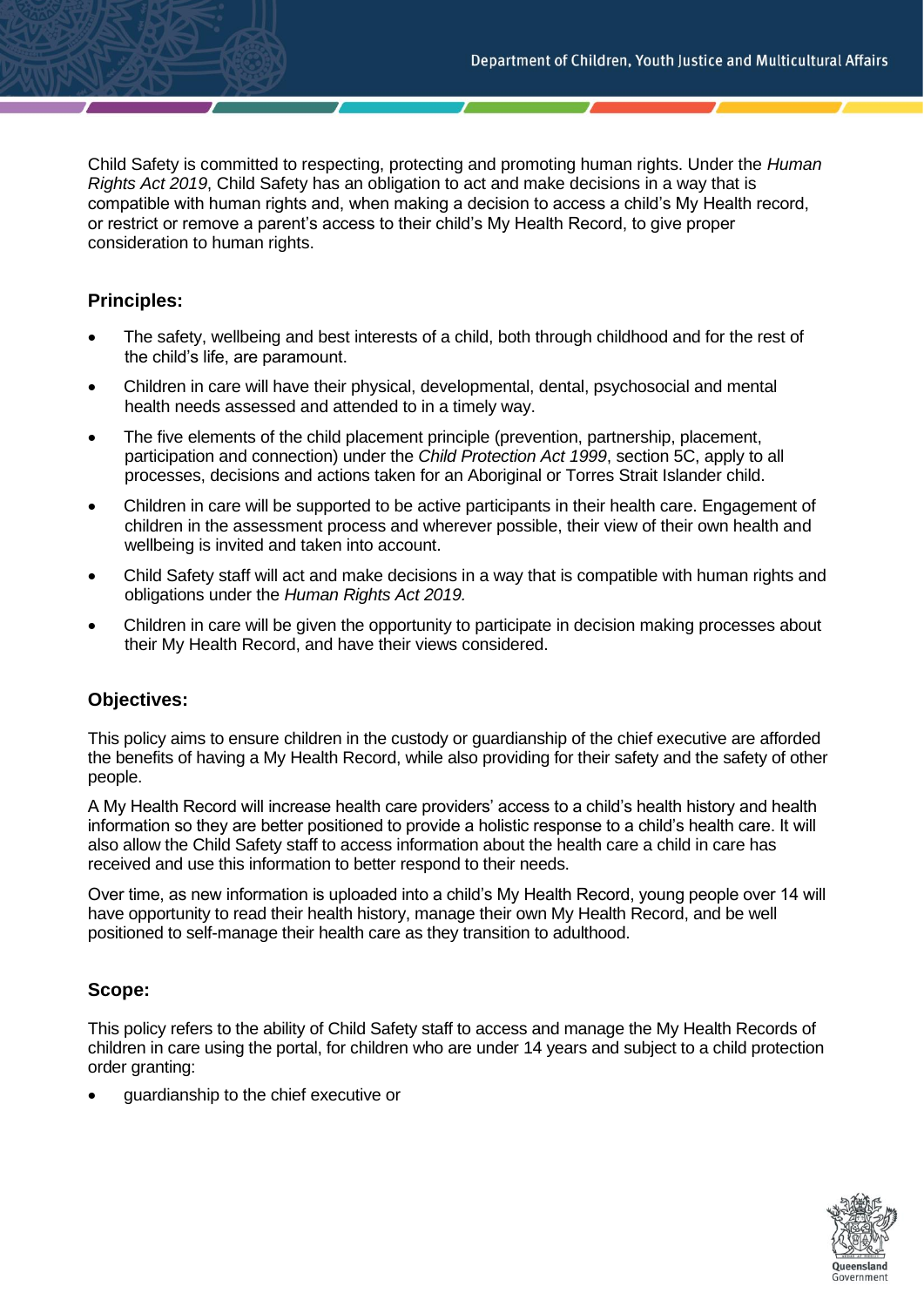Child Safety is committed to respecting, protecting and promoting human rights. Under the *Human Rights Act 2019*, Child Safety has an obligation to act and make decisions in a way that is compatible with human rights and, when making a decision to access a child's My Health record, or restrict or remove a parent's access to their child's My Health Record, to give proper consideration to human rights.

## Principles:

- The safety, wellbeing and best interests of a child, both through childhood and for the rest of the child's life, are paramount.
- Children in care will have their physical, developmental, dental, psychosocial and mental health needs assessed and attended to in a timely way.
- The five elements of the child placement principle (prevention, partnership, placement, participation and connection) under the *Child Protection Act 1999*, section 5C, apply to all processes, decisions and actions taken for an Aboriginal or Torres Strait Islander child.
- Children in care will be supported to be active participants in their health care. Engagement of children in the assessment process and wherever possible, their view of their own health and wellbeing is invited and taken into account.
- Child Safety staff will act and make decisions in a way that is compatible with human rights and obligations under the *Human Rights Act 2019.*
- Children in care will be given the opportunity to participate in decision making processes about their My Health Record, and have their views considered.

## Objectives:

This policy aims to ensure children in the custody or guardianship of the chief executive are afforded the benefits of having a My Health Record, while also providing for their safety and the safety of other people.

A My Health Record will increase health care providers' access to a child's health history and health information so they are better positioned to provide a holistic response to a child's health care. It will also allow the Child Safety staff to access information about the health care a child in care has received and use this information to better respond to their needs.

Over time, as new information is uploaded into a child's My Health Record, young people over 14 will have opportunity to read their health history, manage their own My Health Record, and be well positioned to self-manage their health care as they transition to adulthood.

## Scope:

This policy refers to the ability of Child Safety staff to access and manage the My Health Records of children in care using the portal, for children who are under 14 years and subject to a child protection order granting:

- guardianship to the chief executive or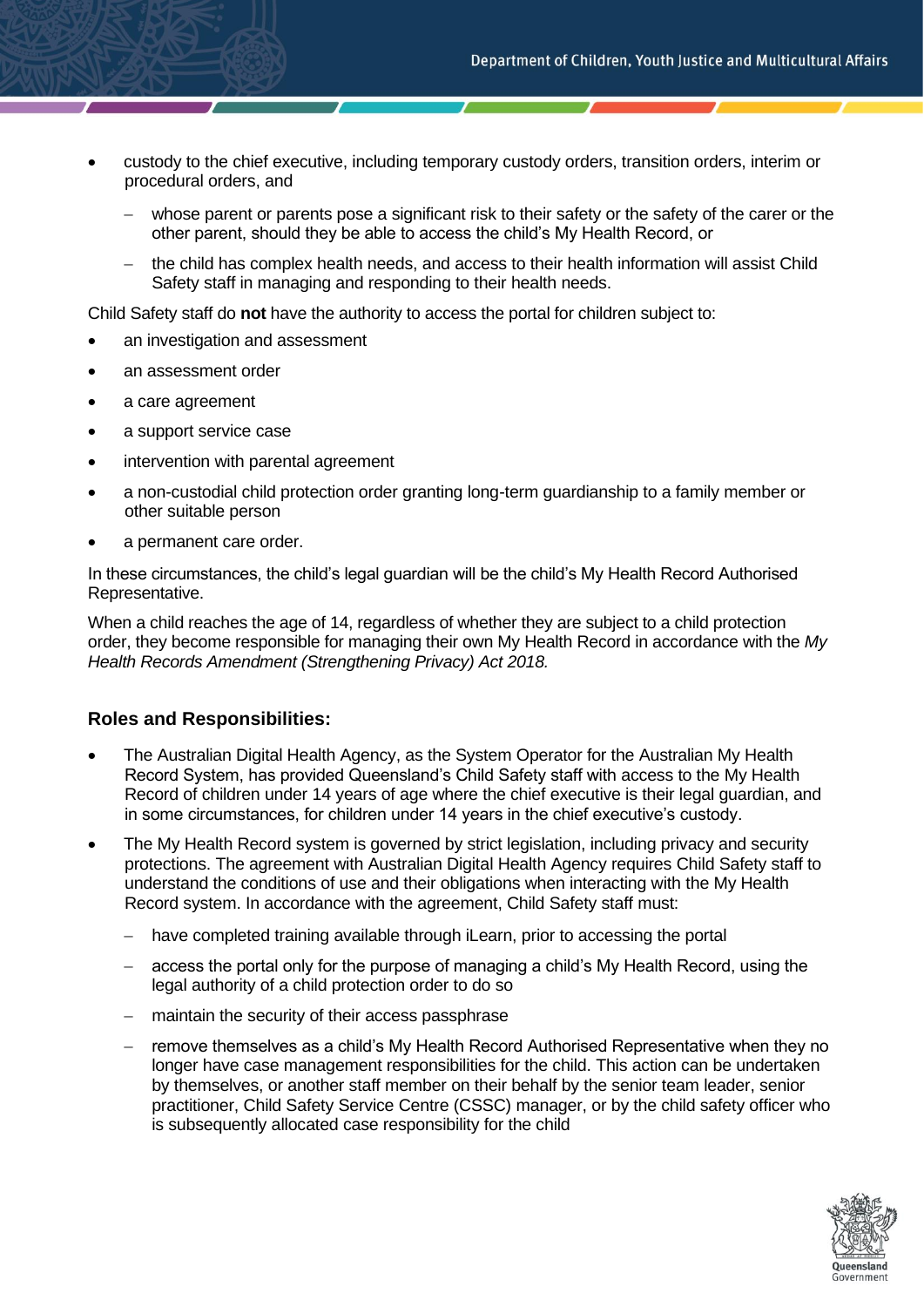- custody to the chief executive, including temporary custody orders, transition orders, interim or procedural orders, and
  - whose parent or parents pose a significant risk to their safety or the safety of the carer or the other parent, should they be able to access the child's My Health Record, or
  - the child has complex health needs, and access to their health information will assist Child Safety staff in managing and responding to their health needs.

Child Safety staff do **not** have the authority to access the portal for children subject to:

- an investigation and assessment
- an assessment order
- a care agreement
- a support service case
- intervention with parental agreement
- a non-custodial child protection order granting long-term guardianship to a family member or other suitable person
- a permanent care order.

In these circumstances, the child's legal guardian will be the child's My Health Record Authorised Representative.

When a child reaches the age of 14, regardless of whether they are subject to a child protection order, they become responsible for managing their own My Health Record in accordance with the *My Health Records Amendment (Strengthening Privacy) Act 2018.*

### Roles and Responsibilities:

- The Australian Digital Health Agency, as the System Operator for the Australian My Health Record System, has provided Queensland's Child Safety staff with access to the My Health Record of children under 14 years of age where the chief executive is their legal guardian, and in some circumstances, for children under 14 years in the chief executive's custody.
- The My Health Record system is governed by strict legislation, including privacy and security protections. The agreement with Australian Digital Health Agency requires Child Safety staff to understand the conditions of use and their obligations when interacting with the My Health Record system. In accordance with the agreement, Child Safety staff must:
  - have completed training available through iLearn, prior to accessing the portal
  - access the portal only for the purpose of managing a child's My Health Record, using the legal authority of a child protection order to do so
  - maintain the security of their access passphrase
  - remove themselves as a child's My Health Record Authorised Representative when they no longer have case management responsibilities for the child. This action can be undertaken by themselves, or another staff member on their behalf by the senior team leader, senior practitioner, Child Safety Service Centre (CSSC) manager, or by the child safety officer who is subsequently allocated case responsibility for the child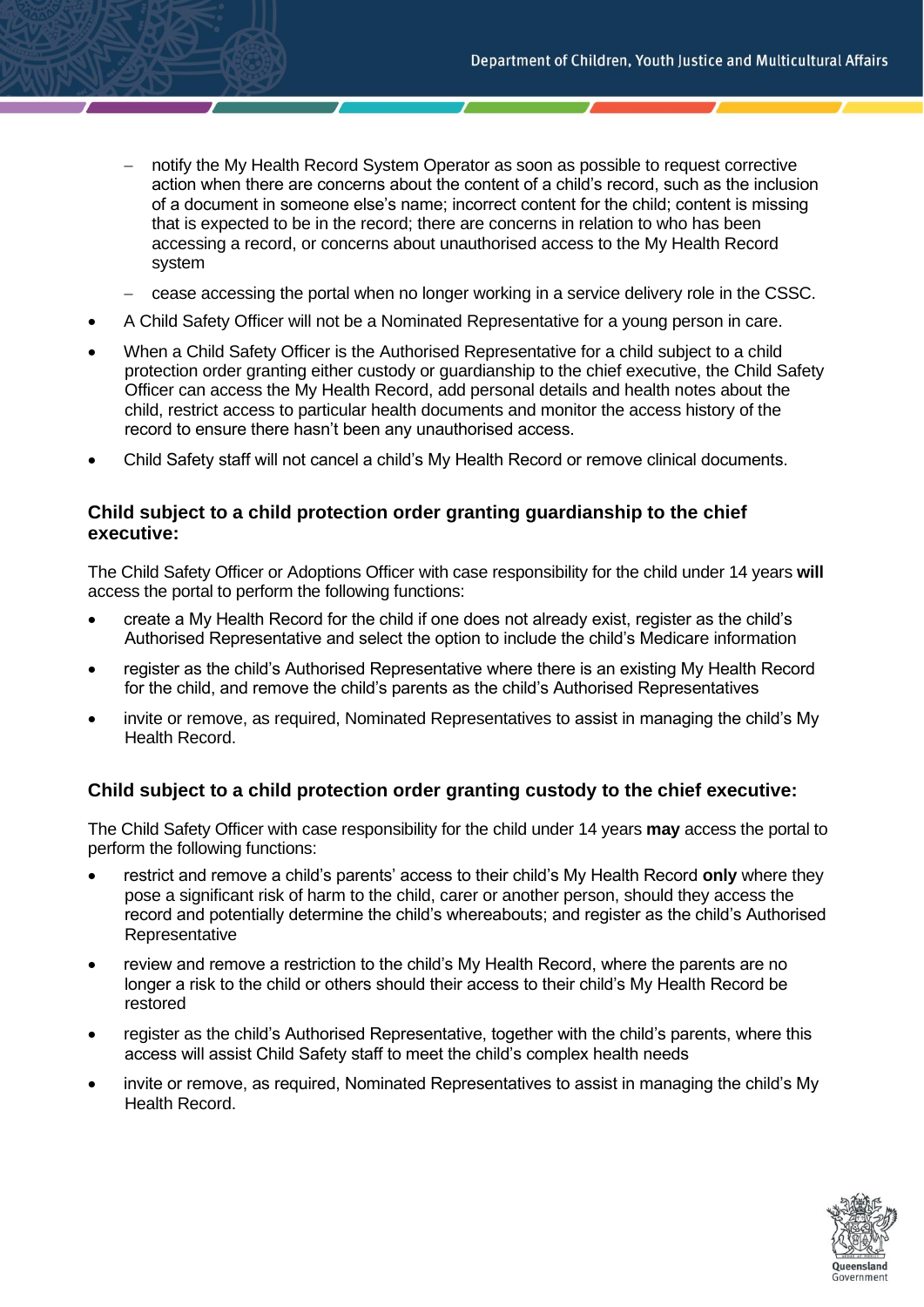- notify the My Health Record System Operator as soon as possible to request corrective action when there are concerns about the content of a child's record, such as the inclusion of a document in someone else's name; incorrect content for the child; content is missing that is expected to be in the record; there are concerns in relation to who has been accessing a record, or concerns about unauthorised access to the My Health Record system
  - cease accessing the portal when no longer working in a service delivery role in the CSSC.
- A Child Safety Officer will not be a Nominated Representative for a young person in care.
- When a Child Safety Officer is the Authorised Representative for a child subject to a child protection order granting either custody or guardianship to the chief executive, the Child Safety Officer can access the My Health Record, add personal details and health notes about the child, restrict access to particular health documents and monitor the access history of the record to ensure there hasn't been any unauthorised access.
- Child Safety staff will not cancel a child's My Health Record or remove clinical documents.

### Child subject to a child protection order granting guardianship to the chief executive:

The Child Safety Officer or Adoptions Officer with case responsibility for the child under 14 years **will** access the portal to perform the following functions:

- create a My Health Record for the child if one does not already exist, register as the child's Authorised Representative and select the option to include the child's Medicare information
- register as the child's Authorised Representative where there is an existing My Health Record for the child, and remove the child's parents as the child's Authorised Representatives
- invite or remove, as required, Nominated Representatives to assist in managing the child's My Health Record.

### Child subject to a child protection order granting custody to the chief executive:

The Child Safety Officer with case responsibility for the child under 14 years **may** access the portal to perform the following functions:

- restrict and remove a child's parents' access to their child's My Health Record **only** where they pose a significant risk of harm to the child, carer or another person, should they access the record and potentially determine the child's whereabouts; and register as the child's Authorised Representative
- review and remove a restriction to the child's My Health Record, where the parents are no longer a risk to the child or others should their access to their child's My Health Record be restored
- register as the child's Authorised Representative, together with the child's parents, where this access will assist Child Safety staff to meet the child's complex health needs
- invite or remove, as required, Nominated Representatives to assist in managing the child's My Health Record.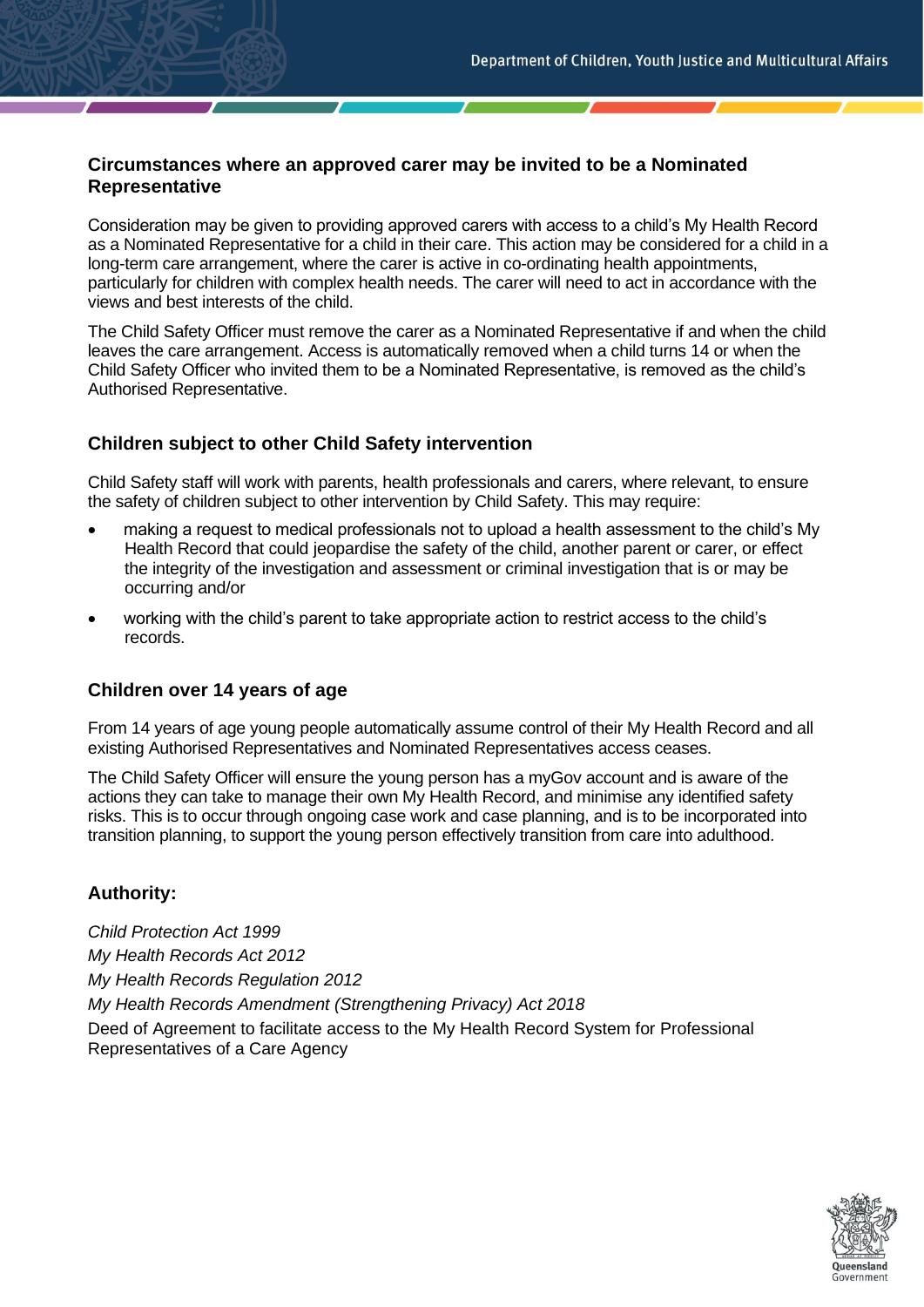### Circumstances where an approved carer may be invited to be a Nominated Representative

Consideration may be given to providing approved carers with access to a child's My Health Record as a Nominated Representative for a child in their care. This action may be considered for a child in a long-term care arrangement, where the carer is active in co-ordinating health appointments, particularly for children with complex health needs. The carer will need to act in accordance with the views and best interests of the child.

The Child Safety Officer must remove the carer as a Nominated Representative if and when the child leaves the care arrangement. Access is automatically removed when a child turns 14 or when the Child Safety Officer who invited them to be a Nominated Representative, is removed as the child's Authorised Representative.

### Children subject to other Child Safety intervention

Child Safety staff will work with parents, health professionals and carers, where relevant, to ensure the safety of children subject to other intervention by Child Safety. This may require:

- making a request to medical professionals not to upload a health assessment to the child's My Health Record that could jeopardise the safety of the child, another parent or carer, or effect the integrity of the investigation and assessment or criminal investigation that is or may be occurring and/or
- working with the child's parent to take appropriate action to restrict access to the child's records.

### Children over 14 years of age

From 14 years of age young people automatically assume control of their My Health Record and all existing Authorised Representatives and Nominated Representatives access ceases.

The Child Safety Officer will ensure the young person has a myGov account and is aware of the actions they can take to manage their own My Health Record, and minimise any identified safety risks. This is to occur through ongoing case work and case planning, and is to be incorporated into transition planning, to support the young person effectively transition from care into adulthood.

### Authority:

*Child Protection Act 1999*
*My Health Records Act 2012*
*My Health Records Regulation 2012*
*My Health Records Amendment (Strengthening Privacy) Act 2018*
Deed of Agreement to facilitate access to the My Health Record System for Professional Representatives of a Care Agency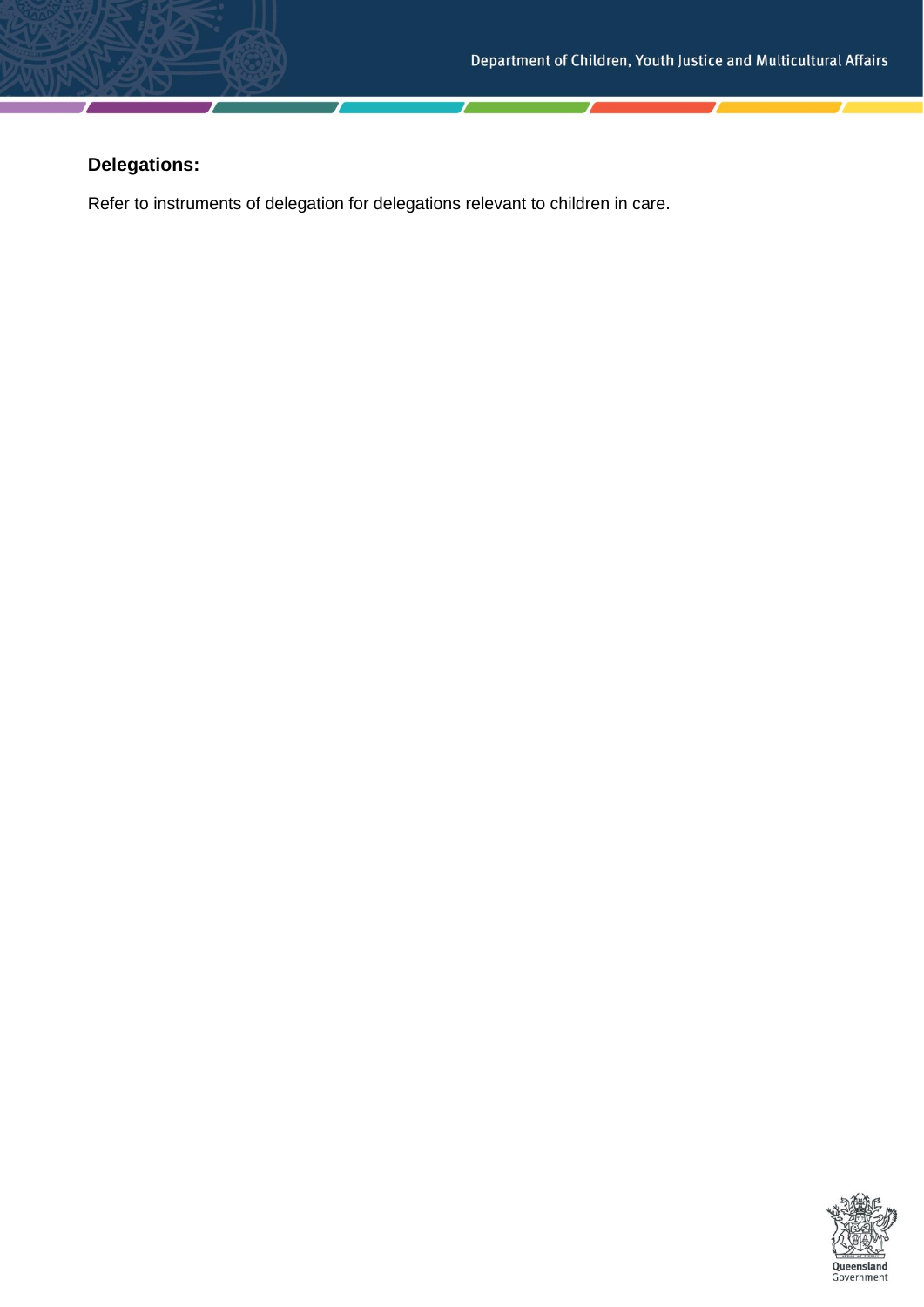**Delegations:**

Refer to instruments of delegation for delegations relevant to children in care.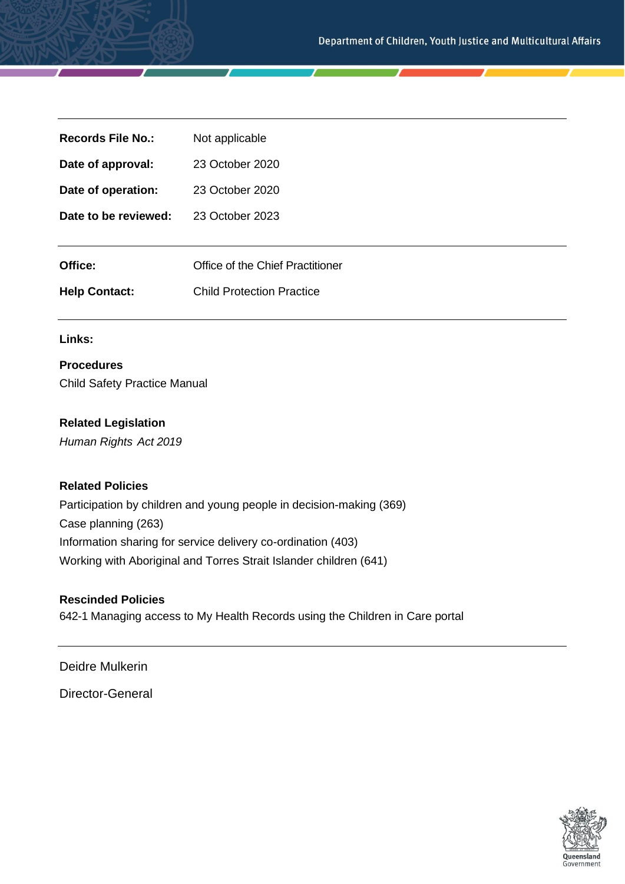| | |
|---|---|
| **Records File No.:** | Not applicable |
| **Date of approval:** | 23 October 2020 |
| **Date of operation:** | 23 October 2020 |
| **Date to be reviewed:** | 23 October 2023 |

| | |
|---|---|
| **Office:** | Office of the Chief Practitioner |
| **Help Contact:** | Child Protection Practice |

**Links:**

**Procedures**
Child Safety Practice Manual

**Related Legislation**
*Human Rights Act 2019*

**Related Policies**
Participation by children and young people in decision-making (369)
Case planning (263)
Information sharing for service delivery co-ordination (403)
Working with Aboriginal and Torres Strait Islander children (641)

**Rescinded Policies**
642-1 Managing access to My Health Records using the Children in Care portal

Deidre Mulkerin

Director-General